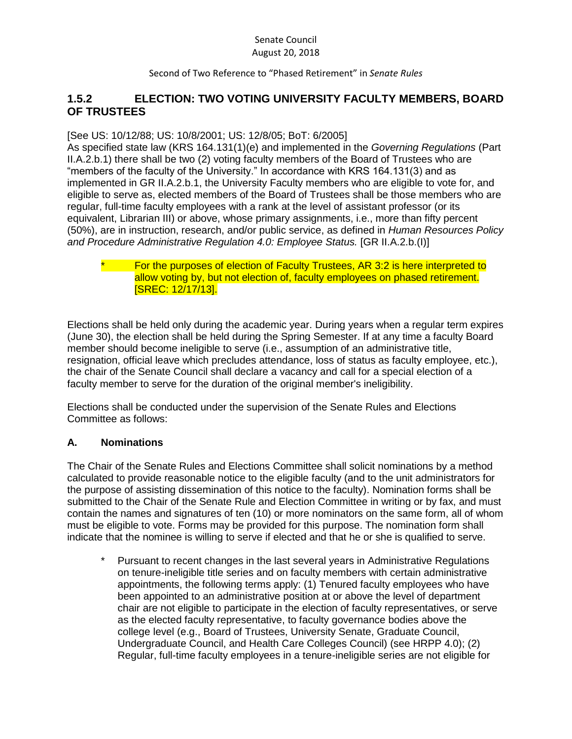Senate Council
August 20, 2018

Second of Two Reference to "Phased Retirement" in *Senate Rules*

## 1.5.2 ELECTION: TWO VOTING UNIVERSITY FACULTY MEMBERS, BOARD OF TRUSTEES

[See US: 10/12/88; US: 10/8/2001; US: 12/8/05; BoT: 6/2005]
As specified state law (KRS 164.131(1)(e) and implemented in the *Governing Regulations* (Part II.A.2.b.1) there shall be two (2) voting faculty members of the Board of Trustees who are "members of the faculty of the University." In accordance with KRS 164.131(3) and as implemented in GR II.A.2.b.1, the University Faculty members who are eligible to vote for, and eligible to serve as, elected members of the Board of Trustees shall be those members who are regular, full-time faculty employees with a rank at the level of assistant professor (or its equivalent, Librarian III) or above, whose primary assignments, i.e., more than fifty percent (50%), are in instruction, research, and/or public service, as defined in *Human Resources Policy and Procedure Administrative Regulation 4.0: Employee Status.* [GR II.A.2.b.(I)]

> \* For the purposes of election of Faculty Trustees, AR 3:2 is here interpreted to allow voting by, but not election of, faculty employees on phased retirement. [SREC: 12/17/13].

Elections shall be held only during the academic year. During years when a regular term expires (June 30), the election shall be held during the Spring Semester. If at any time a faculty Board member should become ineligible to serve (i.e., assumption of an administrative title, resignation, official leave which precludes attendance, loss of status as faculty employee, etc.), the chair of the Senate Council shall declare a vacancy and call for a special election of a faculty member to serve for the duration of the original member's ineligibility.

Elections shall be conducted under the supervision of the Senate Rules and Elections Committee as follows:

### A. Nominations

The Chair of the Senate Rules and Elections Committee shall solicit nominations by a method calculated to provide reasonable notice to the eligible faculty (and to the unit administrators for the purpose of assisting dissemination of this notice to the faculty). Nomination forms shall be submitted to the Chair of the Senate Rule and Election Committee in writing or by fax, and must contain the names and signatures of ten (10) or more nominators on the same form, all of whom must be eligible to vote. Forms may be provided for this purpose. The nomination form shall indicate that the nominee is willing to serve if elected and that he or she is qualified to serve.

> \* Pursuant to recent changes in the last several years in Administrative Regulations on tenure-ineligible title series and on faculty members with certain administrative appointments, the following terms apply: (1) Tenured faculty employees who have been appointed to an administrative position at or above the level of department chair are not eligible to participate in the election of faculty representatives, or serve as the elected faculty representative, to faculty governance bodies above the college level (e.g., Board of Trustees, University Senate, Graduate Council, Undergraduate Council, and Health Care Colleges Council) (see HRPP 4.0); (2) Regular, full-time faculty employees in a tenure-ineligible series are not eligible for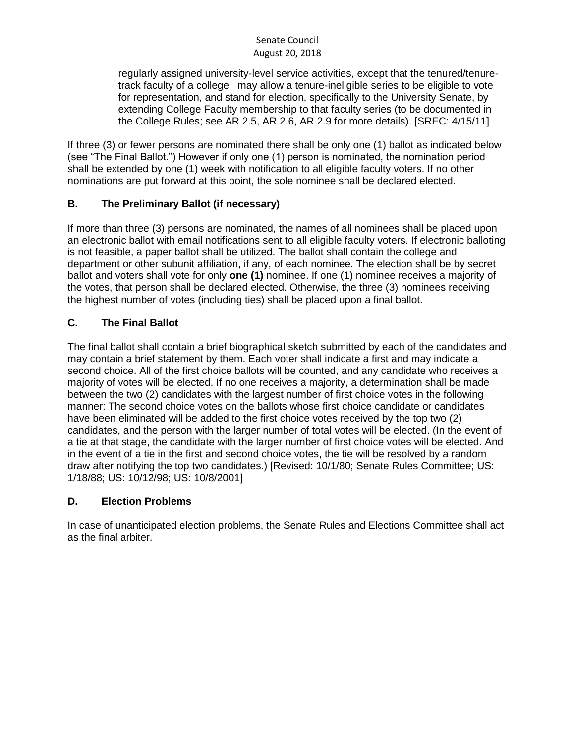regularly assigned university-level service activities, except that the tenured/tenure-track faculty of a college may allow a tenure-ineligible series to be eligible to vote for representation, and stand for election, specifically to the University Senate, by extending College Faculty membership to that faculty series (to be documented in the College Rules; see AR 2.5, AR 2.6, AR 2.9 for more details). [SREC: 4/15/11]

If three (3) or fewer persons are nominated there shall be only one (1) ballot as indicated below (see "The Final Ballot.") However if only one (1) person is nominated, the nomination period shall be extended by one (1) week with notification to all eligible faculty voters. If no other nominations are put forward at this point, the sole nominee shall be declared elected.

### B. The Preliminary Ballot (if necessary)

If more than three (3) persons are nominated, the names of all nominees shall be placed upon an electronic ballot with email notifications sent to all eligible faculty voters. If electronic balloting is not feasible, a paper ballot shall be utilized. The ballot shall contain the college and department or other subunit affiliation, if any, of each nominee. The election shall be by secret ballot and voters shall vote for only **one (1)** nominee. If one (1) nominee receives a majority of the votes, that person shall be declared elected. Otherwise, the three (3) nominees receiving the highest number of votes (including ties) shall be placed upon a final ballot.

### C. The Final Ballot

The final ballot shall contain a brief biographical sketch submitted by each of the candidates and may contain a brief statement by them. Each voter shall indicate a first and may indicate a second choice. All of the first choice ballots will be counted, and any candidate who receives a majority of votes will be elected. If no one receives a majority, a determination shall be made between the two (2) candidates with the largest number of first choice votes in the following manner: The second choice votes on the ballots whose first choice candidate or candidates have been eliminated will be added to the first choice votes received by the top two (2) candidates, and the person with the larger number of total votes will be elected. (In the event of a tie at that stage, the candidate with the larger number of first choice votes will be elected. And in the event of a tie in the first and second choice votes, the tie will be resolved by a random draw after notifying the top two candidates.) [Revised: 10/1/80; Senate Rules Committee; US: 1/18/88; US: 10/12/98; US: 10/8/2001]

### D. Election Problems

In case of unanticipated election problems, the Senate Rules and Elections Committee shall act as the final arbiter.